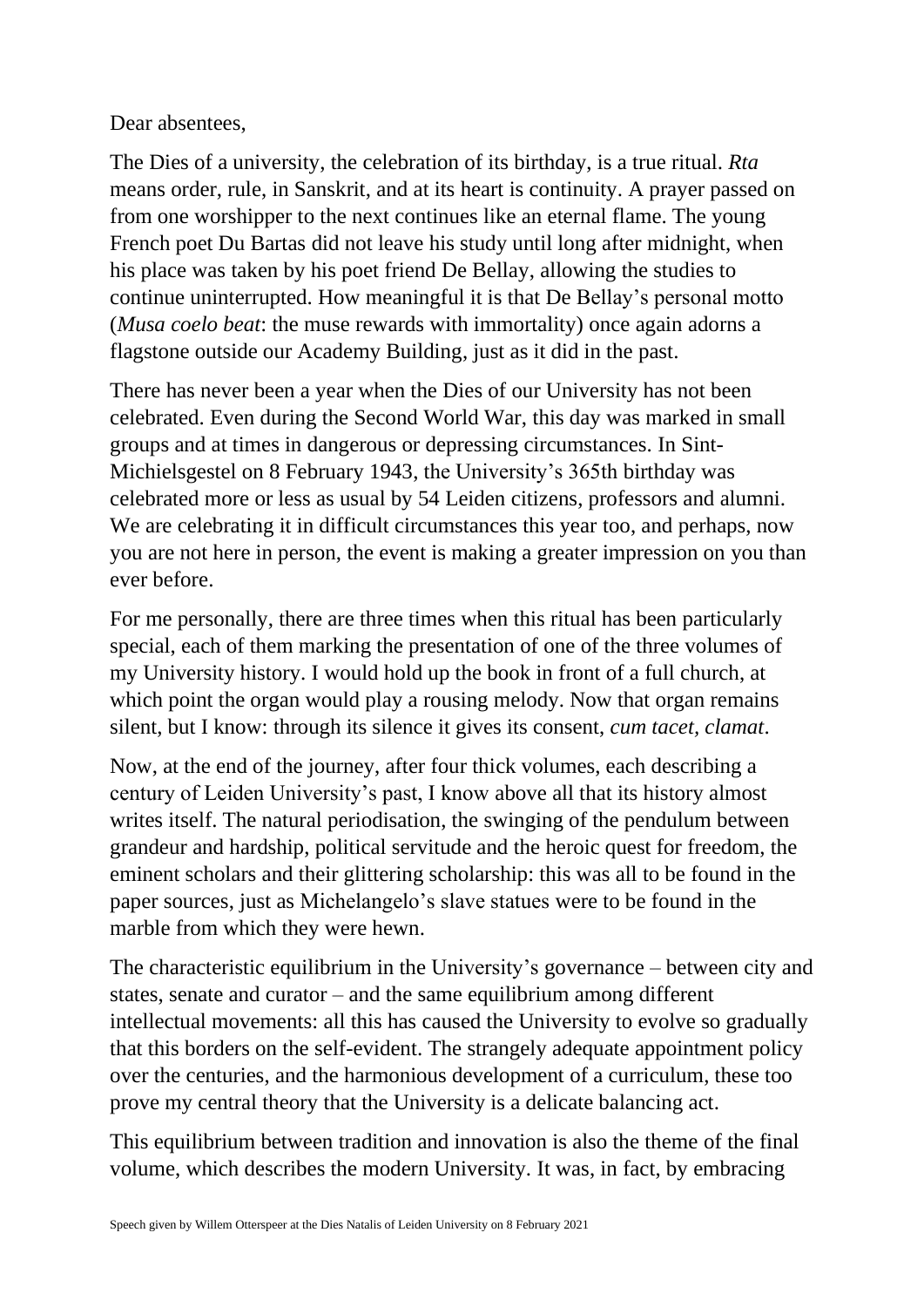Dear absentees,

The Dies of a university, the celebration of its birthday, is a true ritual. *Rta* means order, rule, in Sanskrit, and at its heart is continuity. A prayer passed on from one worshipper to the next continues like an eternal flame. The young French poet Du Bartas did not leave his study until long after midnight, when his place was taken by his poet friend De Bellay, allowing the studies to continue uninterrupted. How meaningful it is that De Bellay's personal motto (*Musa coelo beat*: the muse rewards with immortality) once again adorns a flagstone outside our Academy Building, just as it did in the past.

There has never been a year when the Dies of our University has not been celebrated. Even during the Second World War, this day was marked in small groups and at times in dangerous or depressing circumstances. In Sint-Michielsgestel on 8 February 1943, the University's 365th birthday was celebrated more or less as usual by 54 Leiden citizens, professors and alumni. We are celebrating it in difficult circumstances this year too, and perhaps, now you are not here in person, the event is making a greater impression on you than ever before.

For me personally, there are three times when this ritual has been particularly special, each of them marking the presentation of one of the three volumes of my University history. I would hold up the book in front of a full church, at which point the organ would play a rousing melody. Now that organ remains silent, but I know: through its silence it gives its consent, *cum tacet, clamat*.

Now, at the end of the journey, after four thick volumes, each describing a century of Leiden University's past, I know above all that its history almost writes itself. The natural periodisation, the swinging of the pendulum between grandeur and hardship, political servitude and the heroic quest for freedom, the eminent scholars and their glittering scholarship: this was all to be found in the paper sources, just as Michelangelo's slave statues were to be found in the marble from which they were hewn.

The characteristic equilibrium in the University's governance – between city and states, senate and curator – and the same equilibrium among different intellectual movements: all this has caused the University to evolve so gradually that this borders on the self-evident. The strangely adequate appointment policy over the centuries, and the harmonious development of a curriculum, these too prove my central theory that the University is a delicate balancing act.

This equilibrium between tradition and innovation is also the theme of the final volume, which describes the modern University. It was, in fact, by embracing

Speech given by Willem Otterspeer at the Dies Natalis of Leiden University on 8 February 2021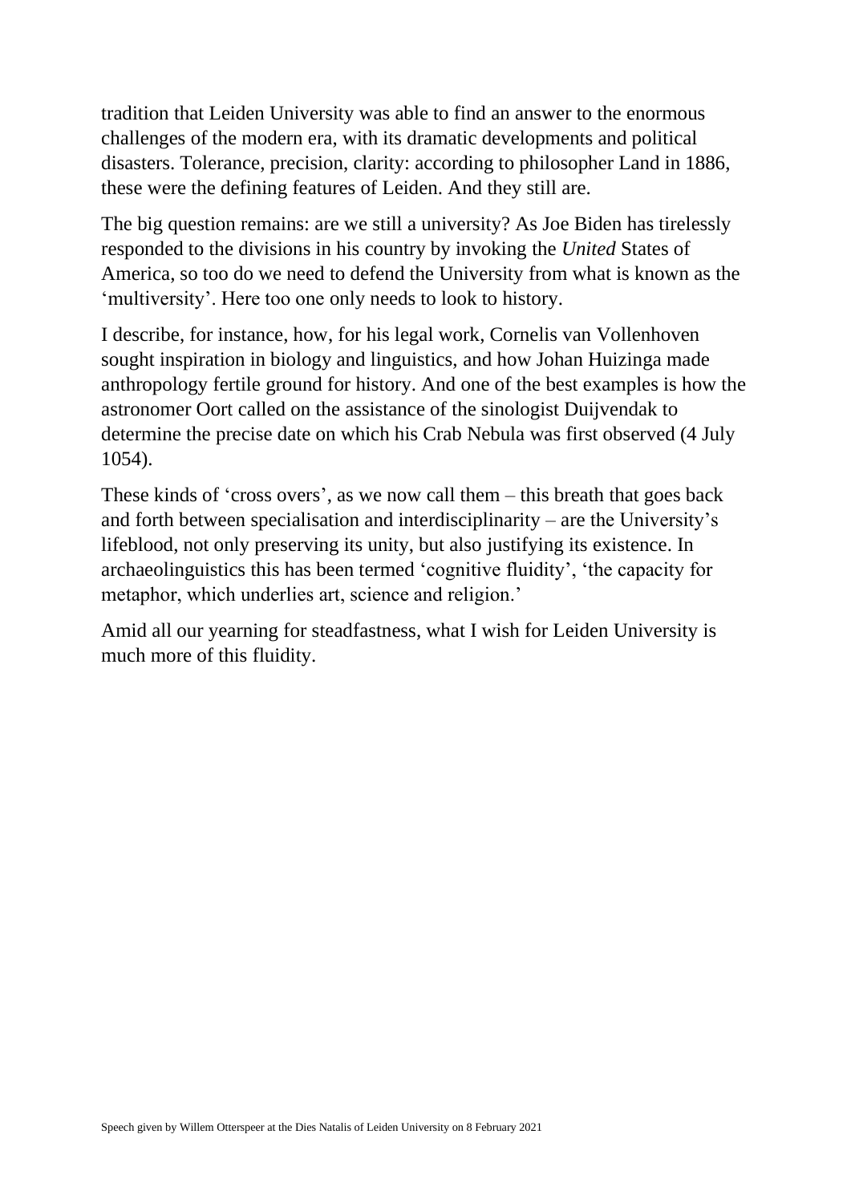tradition that Leiden University was able to find an answer to the enormous challenges of the modern era, with its dramatic developments and political disasters. Tolerance, precision, clarity: according to philosopher Land in 1886, these were the defining features of Leiden. And they still are.

The big question remains: are we still a university? As Joe Biden has tirelessly responded to the divisions in his country by invoking the *United* States of America, so too do we need to defend the University from what is known as the 'multiversity'. Here too one only needs to look to history.

I describe, for instance, how, for his legal work, Cornelis van Vollenhoven sought inspiration in biology and linguistics, and how Johan Huizinga made anthropology fertile ground for history. And one of the best examples is how the astronomer Oort called on the assistance of the sinologist Duijvendak to determine the precise date on which his Crab Nebula was first observed (4 July 1054).

These kinds of 'cross overs', as we now call them – this breath that goes back and forth between specialisation and interdisciplinarity – are the University's lifeblood, not only preserving its unity, but also justifying its existence. In archaeolinguistics this has been termed 'cognitive fluidity', 'the capacity for metaphor, which underlies art, science and religion.'

Amid all our yearning for steadfastness, what I wish for Leiden University is much more of this fluidity.